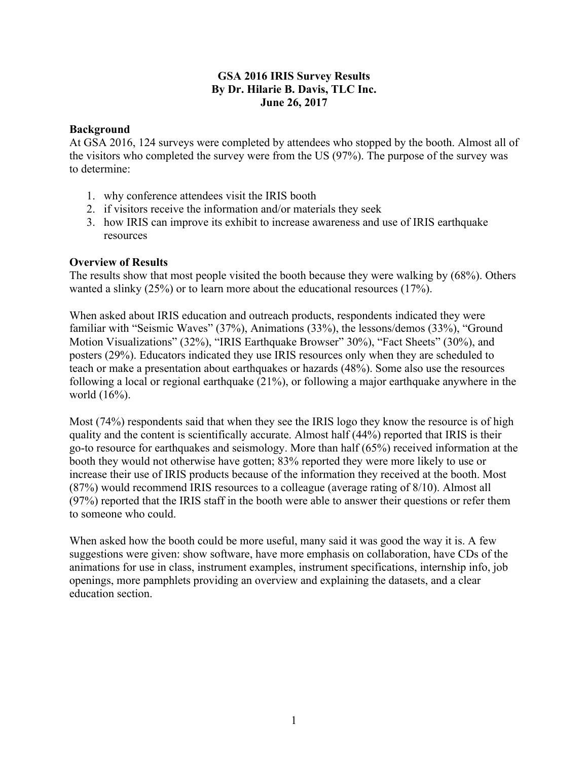# GSA 2016 IRIS Survey Results
## By Dr. Hilarie B. Davis, TLC Inc.
## June 26, 2017

### Background

At GSA 2016, 124 surveys were completed by attendees who stopped by the booth. Almost all of the visitors who completed the survey were from the US (97%). The purpose of the survey was to determine:

1. why conference attendees visit the IRIS booth
2. if visitors receive the information and/or materials they seek
3. how IRIS can improve its exhibit to increase awareness and use of IRIS earthquake resources

### Overview of Results

The results show that most people visited the booth because they were walking by (68%). Others wanted a slinky (25%) or to learn more about the educational resources (17%).

When asked about IRIS education and outreach products, respondents indicated they were familiar with "Seismic Waves" (37%), Animations (33%), the lessons/demos (33%), "Ground Motion Visualizations" (32%), "IRIS Earthquake Browser" 30%), "Fact Sheets" (30%), and posters (29%). Educators indicated they use IRIS resources only when they are scheduled to teach or make a presentation about earthquakes or hazards (48%). Some also use the resources following a local or regional earthquake (21%), or following a major earthquake anywhere in the world (16%).

Most (74%) respondents said that when they see the IRIS logo they know the resource is of high quality and the content is scientifically accurate. Almost half (44%) reported that IRIS is their go-to resource for earthquakes and seismology. More than half (65%) received information at the booth they would not otherwise have gotten; 83% reported they were more likely to use or increase their use of IRIS products because of the information they received at the booth. Most (87%) would recommend IRIS resources to a colleague (average rating of 8/10). Almost all (97%) reported that the IRIS staff in the booth were able to answer their questions or refer them to someone who could.

When asked how the booth could be more useful, many said it was good the way it is. A few suggestions were given: show software, have more emphasis on collaboration, have CDs of the animations for use in class, instrument examples, instrument specifications, internship info, job openings, more pamphlets providing an overview and explaining the datasets, and a clear education section.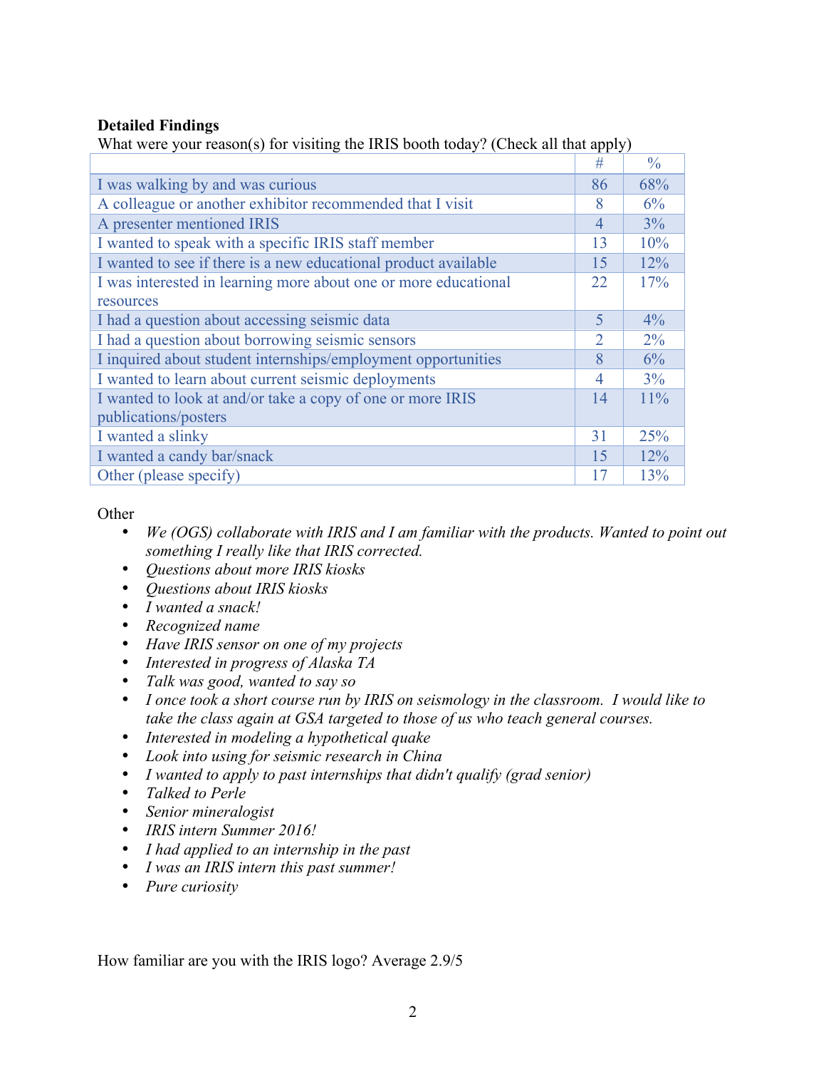**Detailed Findings**

What were your reason(s) for visiting the IRIS booth today? (Check all that apply)

| | # | % |
|---|---|---|
| I was walking by and was curious | 86 | 68% |
| A colleague or another exhibitor recommended that I visit | 8 | 6% |
| A presenter mentioned IRIS | 4 | 3% |
| I wanted to speak with a specific IRIS staff member | 13 | 10% |
| I wanted to see if there is a new educational product available | 15 | 12% |
| I was interested in learning more about one or more educational resources | 22 | 17% |
| I had a question about accessing seismic data | 5 | 4% |
| I had a question about borrowing seismic sensors | 2 | 2% |
| I inquired about student internships/employment opportunities | 8 | 6% |
| I wanted to learn about current seismic deployments | 4 | 3% |
| I wanted to look at and/or take a copy of one or more IRIS publications/posters | 14 | 11% |
| I wanted a slinky | 31 | 25% |
| I wanted a candy bar/snack | 15 | 12% |
| Other (please specify) | 17 | 13% |

Other

- *We (OGS) collaborate with IRIS and I am familiar with the products. Wanted to point out something I really like that IRIS corrected.*
- *Questions about more IRIS kiosks*
- *Questions about IRIS kiosks*
- *I wanted a snack!*
- *Recognized name*
- *Have IRIS sensor on one of my projects*
- *Interested in progress of Alaska TA*
- *Talk was good, wanted to say so*
- *I once took a short course run by IRIS on seismology in the classroom. I would like to take the class again at GSA targeted to those of us who teach general courses.*
- *Interested in modeling a hypothetical quake*
- *Look into using for seismic research in China*
- *I wanted to apply to past internships that didn't qualify (grad senior)*
- *Talked to Perle*
- *Senior mineralogist*
- *IRIS intern Summer 2016!*
- *I had applied to an internship in the past*
- *I was an IRIS intern this past summer!*
- *Pure curiosity*

How familiar are you with the IRIS logo? Average 2.9/5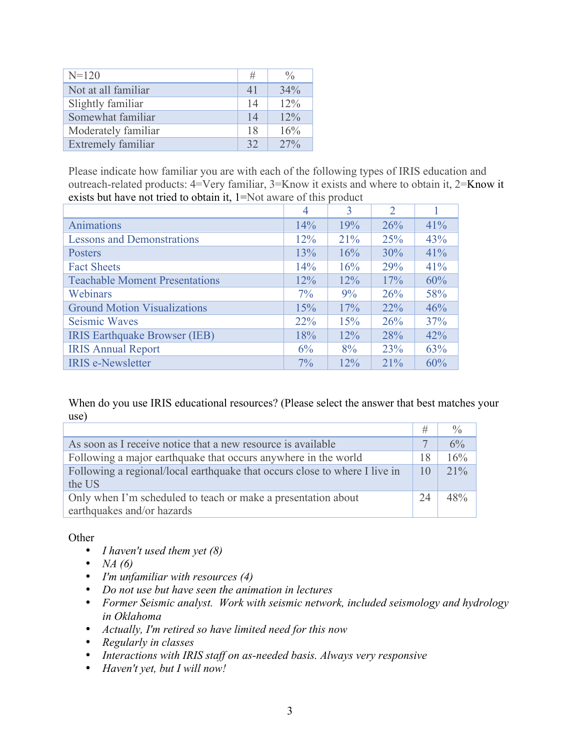| N=120 | # | % |
|---|---|---|
| Not at all familiar | 41 | 34% |
| Slightly familiar | 14 | 12% |
| Somewhat familiar | 14 | 12% |
| Moderately familiar | 18 | 16% |
| Extremely familiar | 32 | 27% |

Please indicate how familiar you are with each of the following types of IRIS education and outreach-related products: 4=Very familiar, 3=Know it exists and where to obtain it, 2=Know it exists but have not tried to obtain it, 1=Not aware of this product

| | 4 | 3 | 2 | 1 |
|---|---|---|---|---|
| Animations | 14% | 19% | 26% | 41% |
| Lessons and Demonstrations | 12% | 21% | 25% | 43% |
| Posters | 13% | 16% | 30% | 41% |
| Fact Sheets | 14% | 16% | 29% | 41% |
| Teachable Moment Presentations | 12% | 12% | 17% | 60% |
| Webinars | 7% | 9% | 26% | 58% |
| Ground Motion Visualizations | 15% | 17% | 22% | 46% |
| Seismic Waves | 22% | 15% | 26% | 37% |
| IRIS Earthquake Browser (IEB) | 18% | 12% | 28% | 42% |
| IRIS Annual Report | 6% | 8% | 23% | 63% |
| IRIS e-Newsletter | 7% | 12% | 21% | 60% |

When do you use IRIS educational resources? (Please select the answer that best matches your use)

| | # | % |
|---|---|---|
| As soon as I receive notice that a new resource is available | 7 | 6% |
| Following a major earthquake that occurs anywhere in the world | 18 | 16% |
| Following a regional/local earthquake that occurs close to where I live in the US | 10 | 21% |
| Only when I'm scheduled to teach or make a presentation about earthquakes and/or hazards | 24 | 48% |

Other

- *I haven't used them yet (8)*
- *NA (6)*
- *I'm unfamiliar with resources (4)*
- *Do not use but have seen the animation in lectures*
- *Former Seismic analyst. Work with seismic network, included seismology and hydrology in Oklahoma*
- *Actually, I'm retired so have limited need for this now*
- *Regularly in classes*
- *Interactions with IRIS staff on as-needed basis. Always very responsive*
- *Haven't yet, but I will now!*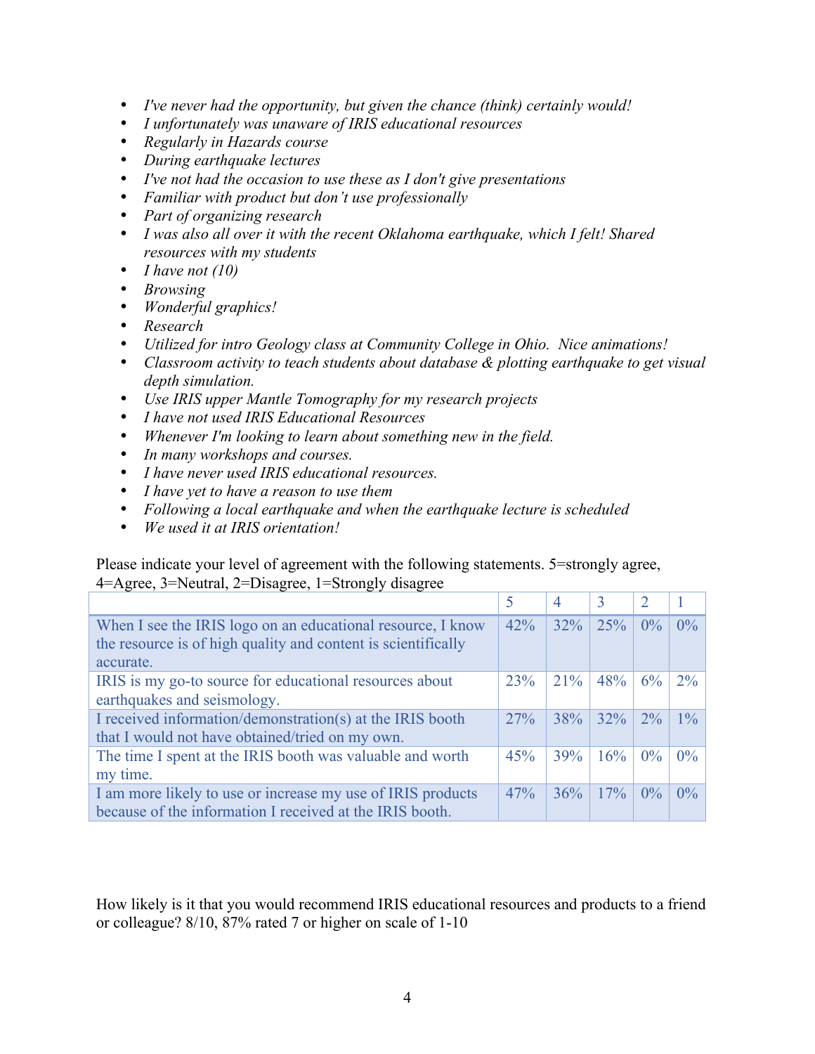- *I've never had the opportunity, but given the chance (think) certainly would!*
- *I unfortunately was unaware of IRIS educational resources*
- *Regularly in Hazards course*
- *During earthquake lectures*
- *I've not had the occasion to use these as I don't give presentations*
- *Familiar with product but don't use professionally*
- *Part of organizing research*
- *I was also all over it with the recent Oklahoma earthquake, which I felt! Shared resources with my students*
- *I have not (10)*
- *Browsing*
- *Wonderful graphics!*
- *Research*
- *Utilized for intro Geology class at Community College in Ohio. Nice animations!*
- *Classroom activity to teach students about database & plotting earthquake to get visual depth simulation.*
- *Use IRIS upper Mantle Tomography for my research projects*
- *I have not used IRIS Educational Resources*
- *Whenever I'm looking to learn about something new in the field.*
- *In many workshops and courses.*
- *I have never used IRIS educational resources.*
- *I have yet to have a reason to use them*
- *Following a local earthquake and when the earthquake lecture is scheduled*
- *We used it at IRIS orientation!*

Please indicate your level of agreement with the following statements. 5=strongly agree, 4=Agree, 3=Neutral, 2=Disagree, 1=Strongly disagree

| | 5 | 4 | 3 | 2 | 1 |
|---|---|---|---|---|---|
| When I see the IRIS logo on an educational resource, I know the resource is of high quality and content is scientifically accurate. | 42% | 32% | 25% | 0% | 0% |
| IRIS is my go-to source for educational resources about earthquakes and seismology. | 23% | 21% | 48% | 6% | 2% |
| I received information/demonstration(s) at the IRIS booth that I would not have obtained/tried on my own. | 27% | 38% | 32% | 2% | 1% |
| The time I spent at the IRIS booth was valuable and worth my time. | 45% | 39% | 16% | 0% | 0% |
| I am more likely to use or increase my use of IRIS products because of the information I received at the IRIS booth. | 47% | 36% | 17% | 0% | 0% |

How likely is it that you would recommend IRIS educational resources and products to a friend or colleague? 8/10, 87% rated 7 or higher on scale of 1-10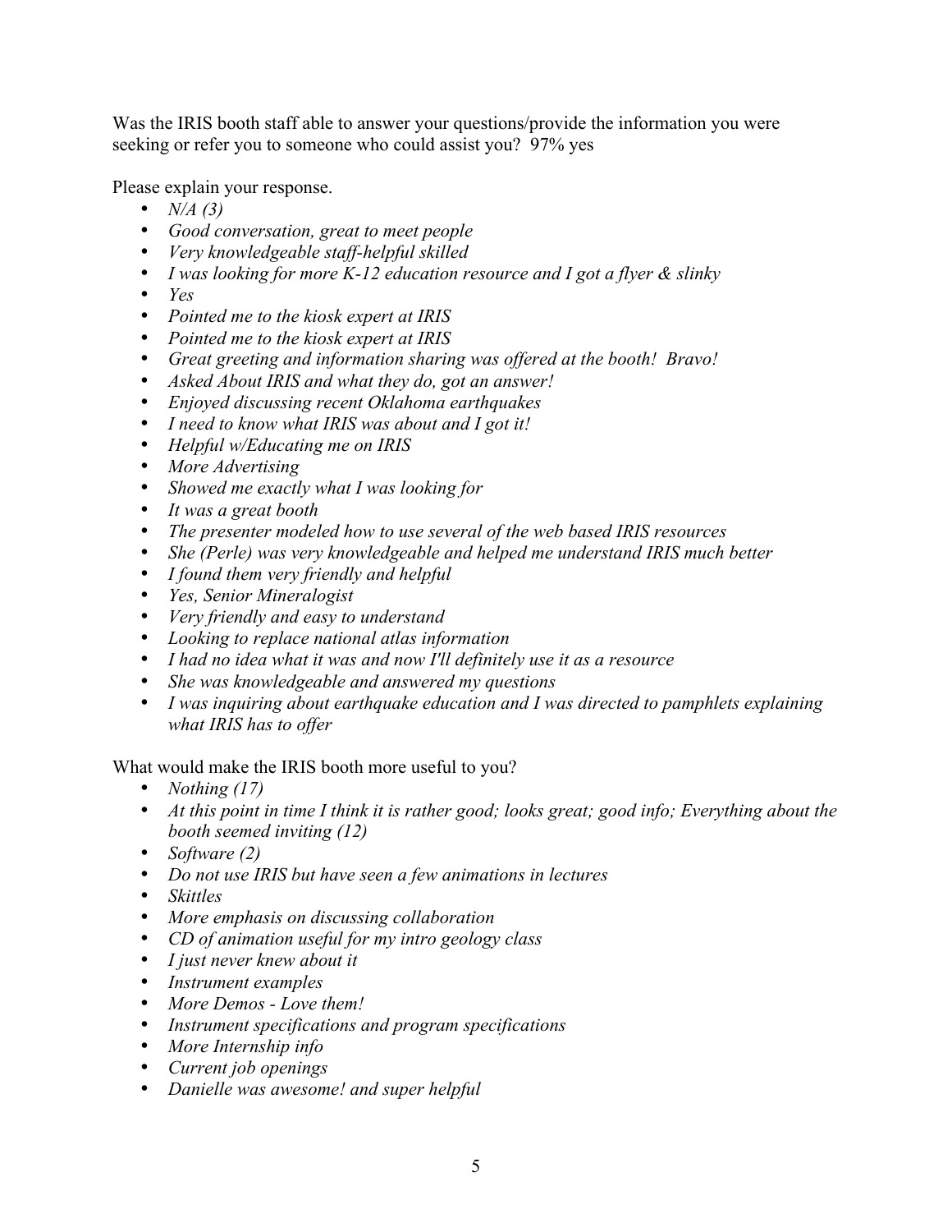Was the IRIS booth staff able to answer your questions/provide the information you were seeking or refer you to someone who could assist you? 97% yes

Please explain your response.

- *N/A (3)*
- *Good conversation, great to meet people*
- *Very knowledgeable staff-helpful skilled*
- *I was looking for more K-12 education resource and I got a flyer & slinky*
- *Yes*
- *Pointed me to the kiosk expert at IRIS*
- *Pointed me to the kiosk expert at IRIS*
- *Great greeting and information sharing was offered at the booth! Bravo!*
- *Asked About IRIS and what they do, got an answer!*
- *Enjoyed discussing recent Oklahoma earthquakes*
- *I need to know what IRIS was about and I got it!*
- *Helpful w/Educating me on IRIS*
- *More Advertising*
- *Showed me exactly what I was looking for*
- *It was a great booth*
- *The presenter modeled how to use several of the web based IRIS resources*
- *She (Perle) was very knowledgeable and helped me understand IRIS much better*
- *I found them very friendly and helpful*
- *Yes, Senior Mineralogist*
- *Very friendly and easy to understand*
- *Looking to replace national atlas information*
- *I had no idea what it was and now I'll definitely use it as a resource*
- *She was knowledgeable and answered my questions*
- *I was inquiring about earthquake education and I was directed to pamphlets explaining what IRIS has to offer*

What would make the IRIS booth more useful to you?

- *Nothing (17)*
- *At this point in time I think it is rather good; looks great; good info; Everything about the booth seemed inviting (12)*
- *Software (2)*
- *Do not use IRIS but have seen a few animations in lectures*
- *Skittles*
- *More emphasis on discussing collaboration*
- *CD of animation useful for my intro geology class*
- *I just never knew about it*
- *Instrument examples*
- *More Demos - Love them!*
- *Instrument specifications and program specifications*
- *More Internship info*
- *Current job openings*
- *Danielle was awesome! and super helpful*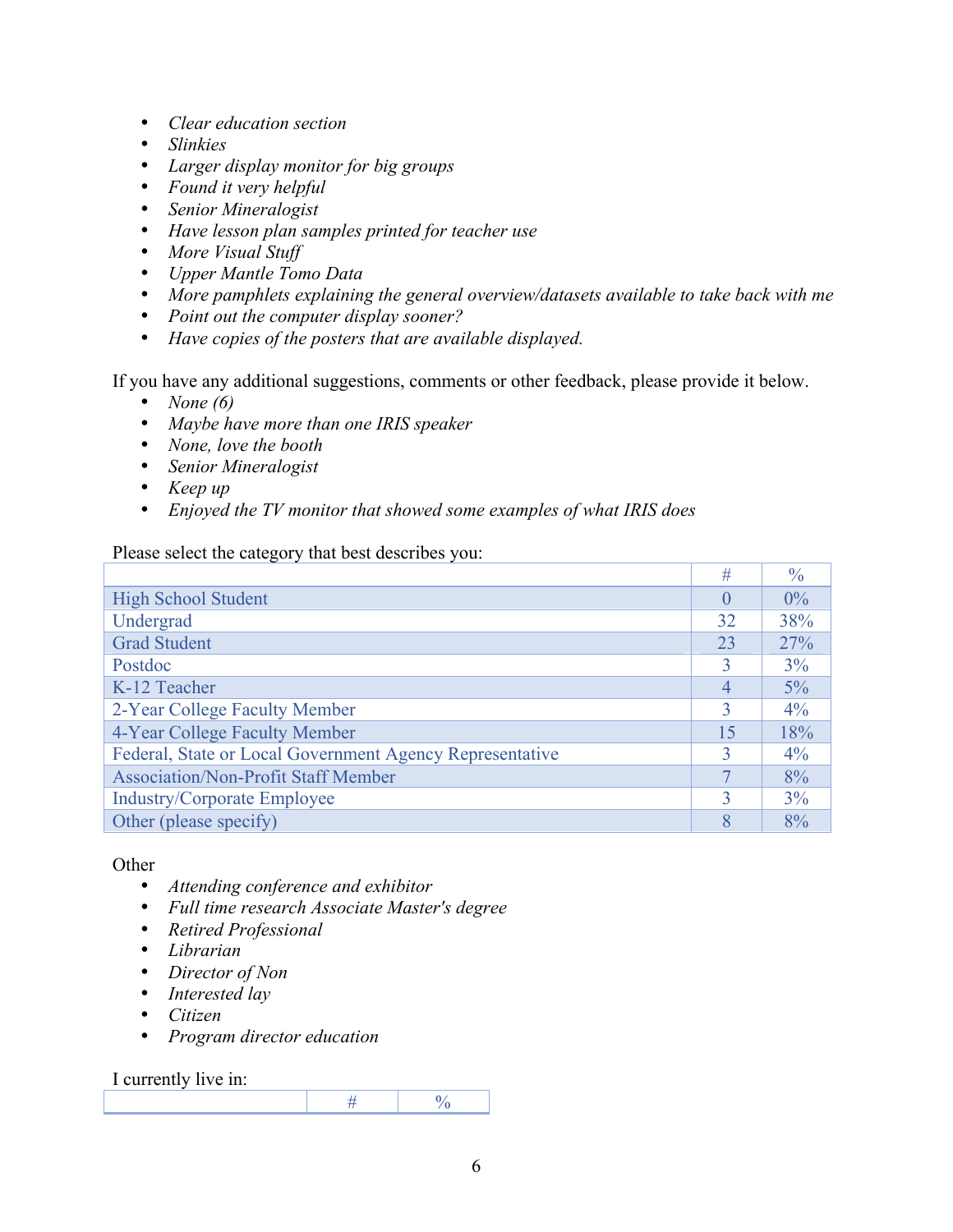- *Clear education section*
- *Slinkies*
- *Larger display monitor for big groups*
- *Found it very helpful*
- *Senior Mineralogist*
- *Have lesson plan samples printed for teacher use*
- *More Visual Stuff*
- *Upper Mantle Tomo Data*
- *More pamphlets explaining the general overview/datasets available to take back with me*
- *Point out the computer display sooner?*
- *Have copies of the posters that are available displayed.*

If you have any additional suggestions, comments or other feedback, please provide it below.

- *None (6)*
- *Maybe have more than one IRIS speaker*
- *None, love the booth*
- *Senior Mineralogist*
- *Keep up*
- *Enjoyed the TV monitor that showed some examples of what IRIS does*

Please select the category that best describes you:

| | # | % |
|---|---|---|
| High School Student | 0 | 0% |
| Undergrad | 32 | 38% |
| Grad Student | 23 | 27% |
| Postdoc | 3 | 3% |
| K-12 Teacher | 4 | 5% |
| 2-Year College Faculty Member | 3 | 4% |
| 4-Year College Faculty Member | 15 | 18% |
| Federal, State or Local Government Agency Representative | 3 | 4% |
| Association/Non-Profit Staff Member | 7 | 8% |
| Industry/Corporate Employee | 3 | 3% |
| Other (please specify) | 8 | 8% |

Other

- *Attending conference and exhibitor*
- *Full time research Associate Master's degree*
- *Retired Professional*
- *Librarian*
- *Director of Non*
- *Interested lay*
- *Citizen*
- *Program director education*

I currently live in:

| | # | % |
|---|---|---|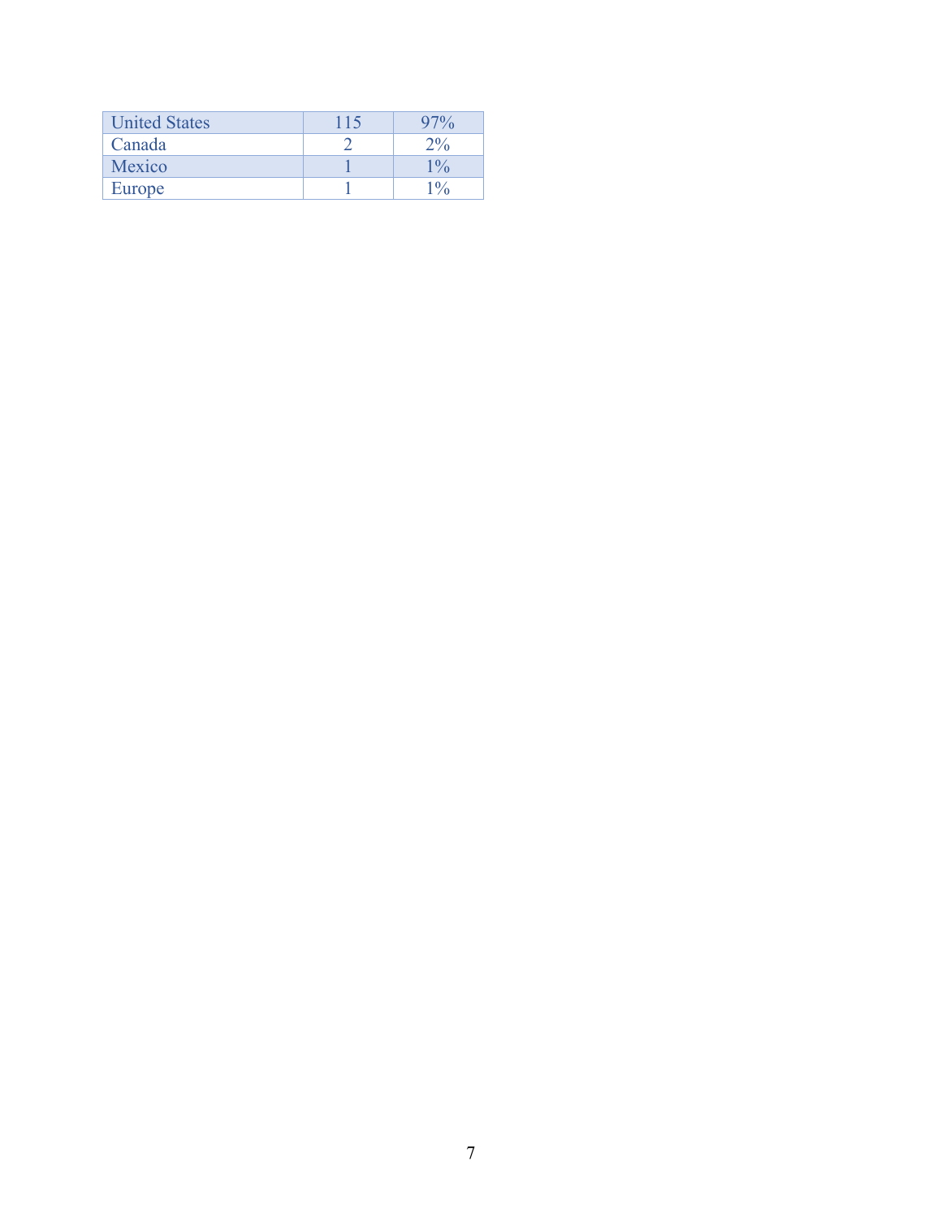| | | |
|---|---|---|
| United States | 115 | 97% |
| Canada | 2 | 2% |
| Mexico | 1 | 1% |
| Europe | 1 | 1% |